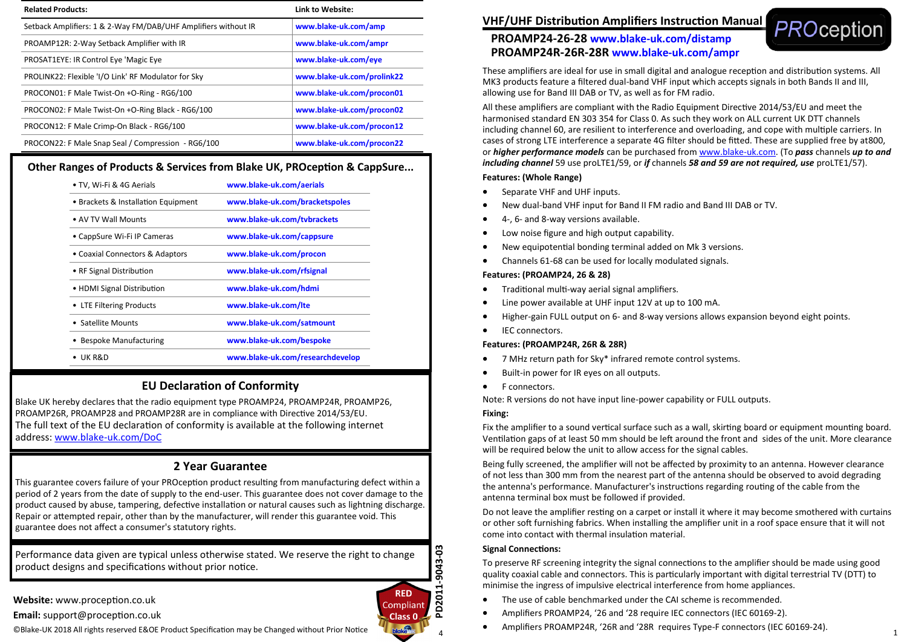| Related Products: | Link to Website: |
|---|---|
| Setback Amplifiers: 1 & 2-Way FM/DAB/UHF Amplifiers without IR | www.blake-uk.com/amp |
| PROAMP12R: 2-Way Setback Amplifier with IR | www.blake-uk.com/ampr |
| PROSAT1EYE: IR Control Eye 'Magic Eye | www.blake-uk.com/eye |
| PROLINK22: Flexible 'I/O Link' RF Modulator for Sky | www.blake-uk.com/prolink22 |
| PROCON01: F Male Twist-On +O-Ring - RG6/100 | www.blake-uk.com/procon01 |
| PROCON02: F Male Twist-On +O-Ring Black - RG6/100 | www.blake-uk.com/procon02 |
| PROCON12: F Male Crimp-On Black - RG6/100 | www.blake-uk.com/procon12 |
| PROCON22: F Male Snap Seal / Compression - RG6/100 | www.blake-uk.com/procon22 |

## Other Ranges of Products & Services from Blake UK, PROception & CappSure...

| | |
|---|---|
| • TV, Wi-Fi & 4G Aerials | www.blake-uk.com/aerials |
| • Brackets & Installation Equipment | www.blake-uk.com/bracketspoles |
| • AV TV Wall Mounts | www.blake-uk.com/tvbrackets |
| • CappSure Wi-Fi IP Cameras | www.blake-uk.com/cappsure |
| • Coaxial Connectors & Adaptors | www.blake-uk.com/procon |
| • RF Signal Distribution | www.blake-uk.com/rfsignal |
| • HDMI Signal Distribution | www.blake-uk.com/hdmi |
| • LTE Filtering Products | www.blake-uk.com/lte |
| • Satellite Mounts | www.blake-uk.com/satmount |
| • Bespoke Manufacturing | www.blake-uk.com/bespoke |
| • UK R&D | www.blake-uk.com/researchdevelop |

## EU Declaration of Conformity

Blake UK hereby declares that the radio equipment type PROAMP24, PROAMP24R, PROAMP26, PROAMP26R, PROAMP28 and PROAMP28R are in compliance with Directive 2014/53/EU.
The full text of the EU declaration of conformity is available at the following internet address: www.blake-uk.com/DoC

## 2 Year Guarantee

This guarantee covers failure of your PROception product resulting from manufacturing defect within a period of 2 years from the date of supply to the end-user. This guarantee does not cover damage to the product caused by abuse, tampering, defective installation or natural causes such as lightning discharge. Repair or attempted repair, other than by the manufacturer, will render this guarantee void. This guarantee does not affect a consumer's statutory rights.

Performance data given are typical unless otherwise stated. We reserve the right to change product designs and specifications without prior notice.

**Website:** www.proception.co.uk
**Email:** support@proception.co.uk

RED Compliant Class 0

PD2011-9043-03

©Blake-UK 2018 All rights reserved E&OE Product Specification may be Changed without Prior Notice

# VHF/UHF Distribution Amplifiers Instruction Manual

PROception

**PROAMP24-26-28** www.blake-uk.com/distamp
**PROAMP24R-26R-28R** www.blake-uk.com/ampr

These amplifiers are ideal for use in small digital and analogue reception and distribution systems. All MK3 products feature a filtered dual-band VHF input which accepts signals in both Bands II and III, allowing use for Band III DAB or TV, as well as for FM radio.

All these amplifiers are compliant with the Radio Equipment Directive 2014/53/EU and meet the harmonised standard EN 303 354 for Class 0. As such they work on ALL current UK DTT channels including channel 60, are resilient to interference and overloading, and cope with multiple carriers. In cases of strong LTE interference a separate 4G filter should be fitted. These are supplied free by at800, or ***higher performance models*** can be purchased from www.blake-uk.com. (To ***pass*** channels ***up to and including channel*** 59 use proLTE1/59, or ***if*** channels ***58 and 59 are not required, use*** proLTE1/57).

**Features: (Whole Range)**

- Separate VHF and UHF inputs.
- New dual-band VHF input for Band II FM radio and Band III DAB or TV.
- 4-, 6- and 8-way versions available.
- Low noise figure and high output capability.
- New equipotential bonding terminal added on Mk 3 versions.
- Channels 61-68 can be used for locally modulated signals.

**Features: (PROAMP24, 26 & 28)**

- Traditional multi-way aerial signal amplifiers.
- Line power available at UHF input 12V at up to 100 mA.
- Higher-gain FULL output on 6- and 8-way versions allows expansion beyond eight points.
- IEC connectors.

**Features: (PROAMP24R, 26R & 28R)**

- 7 MHz return path for Sky* infrared remote control systems.
- Built-in power for IR eyes on all outputs.
- F connectors.

Note: R versions do not have input line-power capability or FULL outputs.

**Fixing:**

Fix the amplifier to a sound vertical surface such as a wall, skirting board or equipment mounting board. Ventilation gaps of at least 50 mm should be left around the front and sides of the unit. More clearance will be required below the unit to allow access for the signal cables.

Being fully screened, the amplifier will not be affected by proximity to an antenna. However clearance of not less than 300 mm from the nearest part of the antenna should be observed to avoid degrading the antenna's performance. Manufacturer's instructions regarding routing of the cable from the antenna terminal box must be followed if provided.

Do not leave the amplifier resting on a carpet or install it where it may become smothered with curtains or other soft furnishing fabrics. When installing the amplifier unit in a roof space ensure that it will not come into contact with thermal insulation material.

**Signal Connections:**

To preserve RF screening integrity the signal connections to the amplifier should be made using good quality coaxial cable and connectors. This is particularly important with digital terrestrial TV (DTT) to minimise the ingress of impulsive electrical interference from home appliances.

- The use of cable benchmarked under the CAI scheme is recommended.
- Amplifiers PROAMP24, '26 and '28 require IEC connectors (IEC 60169-2).
- Amplifiers PROAMP24R, '26R and '28R requires Type-F connectors (IEC 60169-24).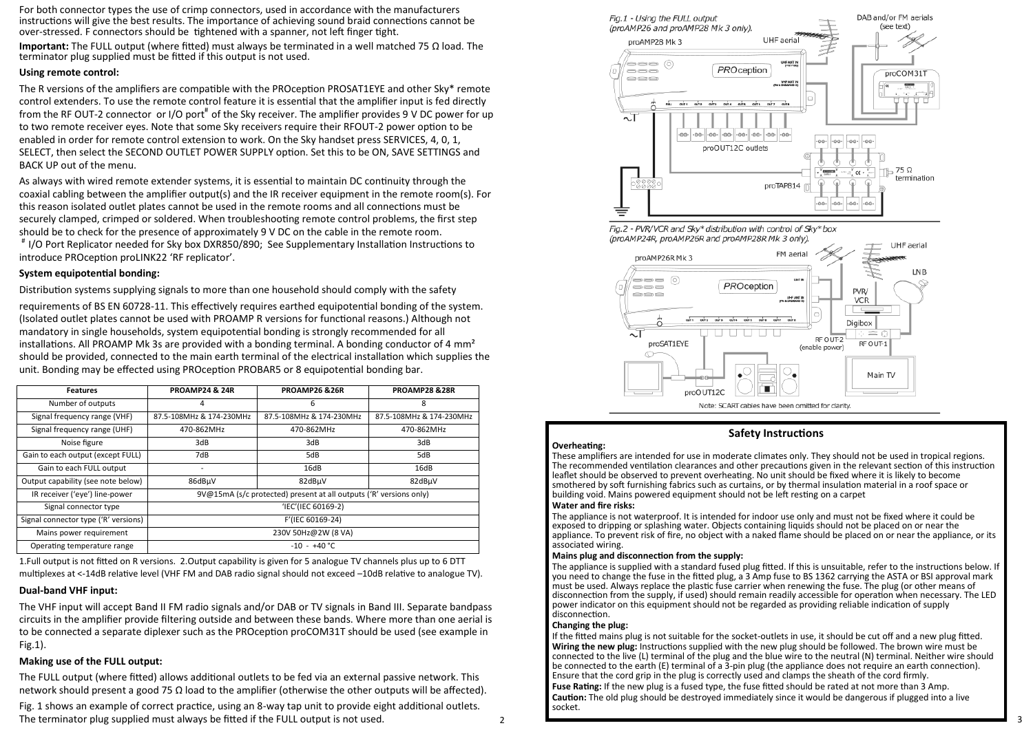For both connector types the use of crimp connectors, used in accordance with the manufacturers instructions will give the best results. The importance of achieving sound braid connections cannot be over-stressed. F connectors should be tightened with a spanner, not left finger tight.

**Important:** The FULL output (where fitted) must always be terminated in a well matched 75 Ω load. The terminator plug supplied must be fitted if this output is not used.

### Using remote control:

The R versions of the amplifiers are compatible with the PROception PROSAT1EYE and other Sky* remote control extenders. To use the remote control feature it is essential that the amplifier input is fed directly from the RF OUT-2 connector or I/O port# of the Sky receiver. The amplifier provides 9 V DC power for up to two remote receiver eyes. Note that some Sky receivers require their RFOUT-2 power option to be enabled in order for remote control extension to work. On the Sky handset press SERVICES, 4, 0, 1, SELECT, then select the SECOND OUTLET POWER SUPPLY option. Set this to be ON, SAVE SETTINGS and BACK UP out of the menu.

As always with wired remote extender systems, it is essential to maintain DC continuity through the coaxial cabling between the amplifier output(s) and the IR receiver equipment in the remote room(s). For this reason isolated outlet plates cannot be used in the remote rooms and all connections must be securely clamped, crimped or soldered. When troubleshooting remote control problems, the first step should be to check for the presence of approximately 9 V DC on the cable in the remote room.

# I/O Port Replicator needed for Sky box DXR850/890; See Supplementary Installation Instructions to introduce PROception proLINK22 'RF replicator'.

### System equipotential bonding:

Distribution systems supplying signals to more than one household should comply with the safety requirements of BS EN 60728-11. This effectively requires earthed equipotential bonding of the system. (Isolated outlet plates cannot be used with PROAMP R versions for functional reasons.) Although not mandatory in single households, system equipotential bonding is strongly recommended for all installations. All PROAMP Mk 3s are provided with a bonding terminal. A bonding conductor of 4 mm² should be provided, connected to the main earth terminal of the electrical installation which supplies the unit. Bonding may be effected using PROception PROBAR5 or 8 equipotential bonding bar.

| Features | PROAMP24 & 24R | PROAMP26 &26R | PROAMP28 &28R |
|---|---|---|---|
| Number of outputs | 4 | 6 | 8 |
| Signal frequency range (VHF) | 87.5-108MHz & 174-230MHz | 87.5-108MHz & 174-230MHz | 87.5-108MHz & 174-230MHz |
| Signal frequency range (UHF) | 470-862MHz | 470-862MHz | 470-862MHz |
| Noise figure | 3dB | 3dB | 3dB |
| Gain to each output (except FULL) | 7dB | 5dB | 5dB |
| Gain to each FULL output | - | 16dB | 16dB |
| Output capability (see note below) | 86dBµV | 82dBµV | 82dBµV |
| IR receiver ('eye') line-power | 9V@15mA (s/c protected) present at all outputs ('R' versions only) | | |
| Signal connector type | 'IEC'(IEC 60169-2) | | |
| Signal connector type ('R' versions) | F'(IEC 60169-24) | | |
| Mains power requirement | 230V 50Hz@2W (8 VA) | | |
| Operating temperature range | -10 - +40 °C | | |

1.Full output is not fitted on R versions. 2.Output capability is given for 5 analogue TV channels plus up to 6 DTT multiplexes at <-14dB relative level (VHF FM and DAB radio signal should not exceed –10dB relative to analogue TV).

### Dual-band VHF input:

The VHF input will accept Band II FM radio signals and/or DAB or TV signals in Band III. Separate bandpass circuits in the amplifier provide filtering outside and between these bands. Where more than one aerial is to be connected a separate diplexer such as the PROception proCOM31T should be used (see example in Fig.1).

### Making use of the FULL output:

The FULL output (where fitted) allows additional outlets to be fed via an external passive network. This network should present a good 75 Ω load to the amplifier (otherwise the other outputs will be affected).

Fig. 1 shows an example of correct practice, using an 8-way tap unit to provide eight additional outlets. The terminator plug supplied must always be fitted if the FULL output is not used.

*Fig.1 - Using the FULL output (proAMP26 and proAMP28 Mk 3 only).*

proAMP28 Mk 3
UHF aerial
DAB and/or FM aerials (see text)
proCOM31T
proOUT12C outlets
75 Ω termination
proTAP814

*Fig.2 - PVR/VCR and Sky* distribution with control of Sky* box (proAMP24R, proAMP26R and proAMP28R Mk 3 only).*

proAMP26R Mk 3
FM aerial
UHF aerial
LNB
PVR/ VCR
Digibox
RF OUT-2 (enable power)
RF OUT-1
proSAT1EYE
Main TV
proOUT12C

Note: SCART cables have been omitted for clarity.

## Safety Instructions

**Overheating:**
These amplifiers are intended for use in moderate climates only. They should not be used in tropical regions. The recommended ventilation clearances and other precautions given in the relevant section of this instruction leaflet should be observed to prevent overheating. No unit should be fixed where it is likely to become smothered by soft furnishing fabrics such as curtains, or by thermal insulation material in a roof space or building void. Mains powered equipment should not be left resting on a carpet

**Water and fire risks:**
The appliance is not waterproof. It is intended for indoor use only and must not be fixed where it could be exposed to dripping or splashing water. Objects containing liquids should not be placed on or near the appliance. To prevent risk of fire, no object with a naked flame should be placed on or near the appliance, or its associated wiring.

**Mains plug and disconnection from the supply:**
The appliance is supplied with a standard fused plug fitted. If this is unsuitable, refer to the instructions below. If you need to change the fuse in the fitted plug, a 3 Amp fuse to BS 1362 carrying the ASTA or BSI approval mark must be used. Always replace the plastic fuse carrier when renewing the fuse. The plug (or other means of disconnection from the supply, if used) should remain readily accessible for operation when necessary. The LED power indicator on this equipment should not be regarded as providing reliable indication of supply disconnection.

**Changing the plug:**
If the fitted mains plug is not suitable for the socket-outlets in use, it should be cut off and a new plug fitted. **Wiring the new plug:** Instructions supplied with the new plug should be followed. The brown wire must be connected to the live (L) terminal of the plug and the blue wire to the neutral (N) terminal. Neither wire should be connected to the earth (E) terminal of a 3-pin plug (the appliance does not require an earth connection). Ensure that the cord grip in the plug is correctly used and clamps the sheath of the cord firmly.
**Fuse Rating:** If the new plug is a fused type, the fuse fitted should be rated at not more than 3 Amp.
**Caution:** The old plug should be destroyed immediately since it would be dangerous if plugged into a live socket.